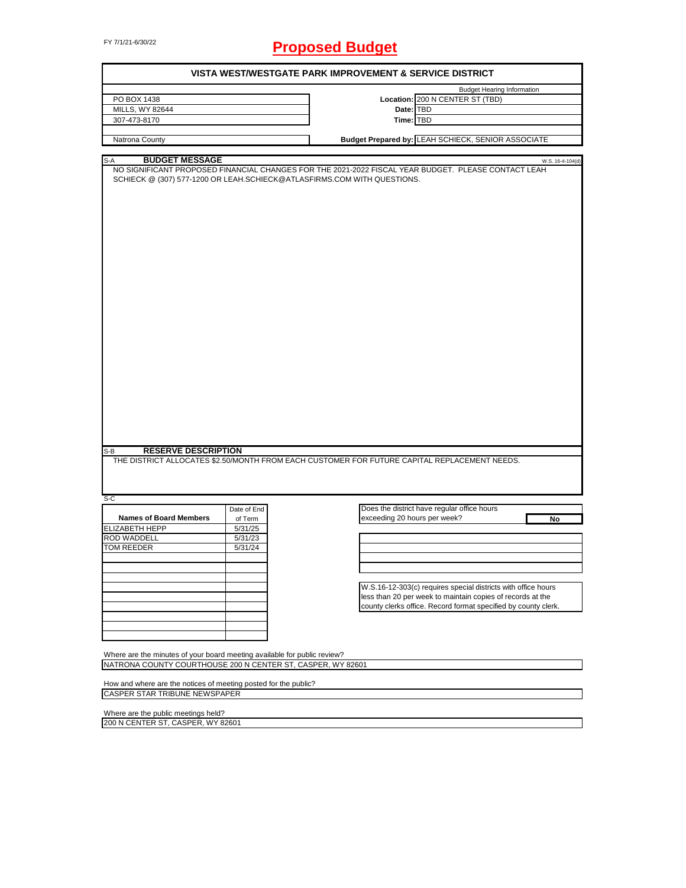FY 7/1/21-6/30/22

# Proposed Budget

## VISTA WEST/WESTGATE PARK IMPROVEMENT & SERVICE DISTRICT

| | | |
|---|---|---|
| PO BOX 1438 | | Budget Hearing Information |
| MILLS, WY 82644 | **Location:** | 200 N CENTER ST (TBD) |
| 307-473-8170 | **Date:** | TBD |
| | **Time:** | TBD |
| Natrona County | **Budget Prepared by:** | LEAH SCHIECK, SENIOR ASSOCIATE |

### S-A BUDGET MESSAGE

W.S. 16-4-104(d)

NO SIGNIFICANT PROPOSED FINANCIAL CHANGES FOR THE 2021-2022 FISCAL YEAR BUDGET. PLEASE CONTACT LEAH SCHIECK @ (307) 577-1200 OR LEAH.SCHIECK@ATLASFIRMS.COM WITH QUESTIONS.

### S-B RESERVE DESCRIPTION

THE DISTRICT ALLOCATES $2.50/MONTH FROM EACH CUSTOMER FOR FUTURE CAPITAL REPLACEMENT NEEDS.

### S-C

| Names of Board Members | Date of End of Term |
|---|---|
| ELIZABETH HEPP | 5/31/25 |
| ROD WADDELL | 5/31/23 |
| TOM REEDER | 5/31/24 |

Does the district have regular office hours exceeding 20 hours per week? **No**

W.S.16-12-303(c) requires special districts with office hours less than 20 per week to maintain copies of records at the county clerks office. Record format specified by county clerk.

Where are the minutes of your board meeting available for public review?
NATRONA COUNTY COURTHOUSE 200 N CENTER ST, CASPER, WY 82601

How and where are the notices of meeting posted for the public?
CASPER STAR TRIBUNE NEWSPAPER

Where are the public meetings held?
200 N CENTER ST, CASPER, WY 82601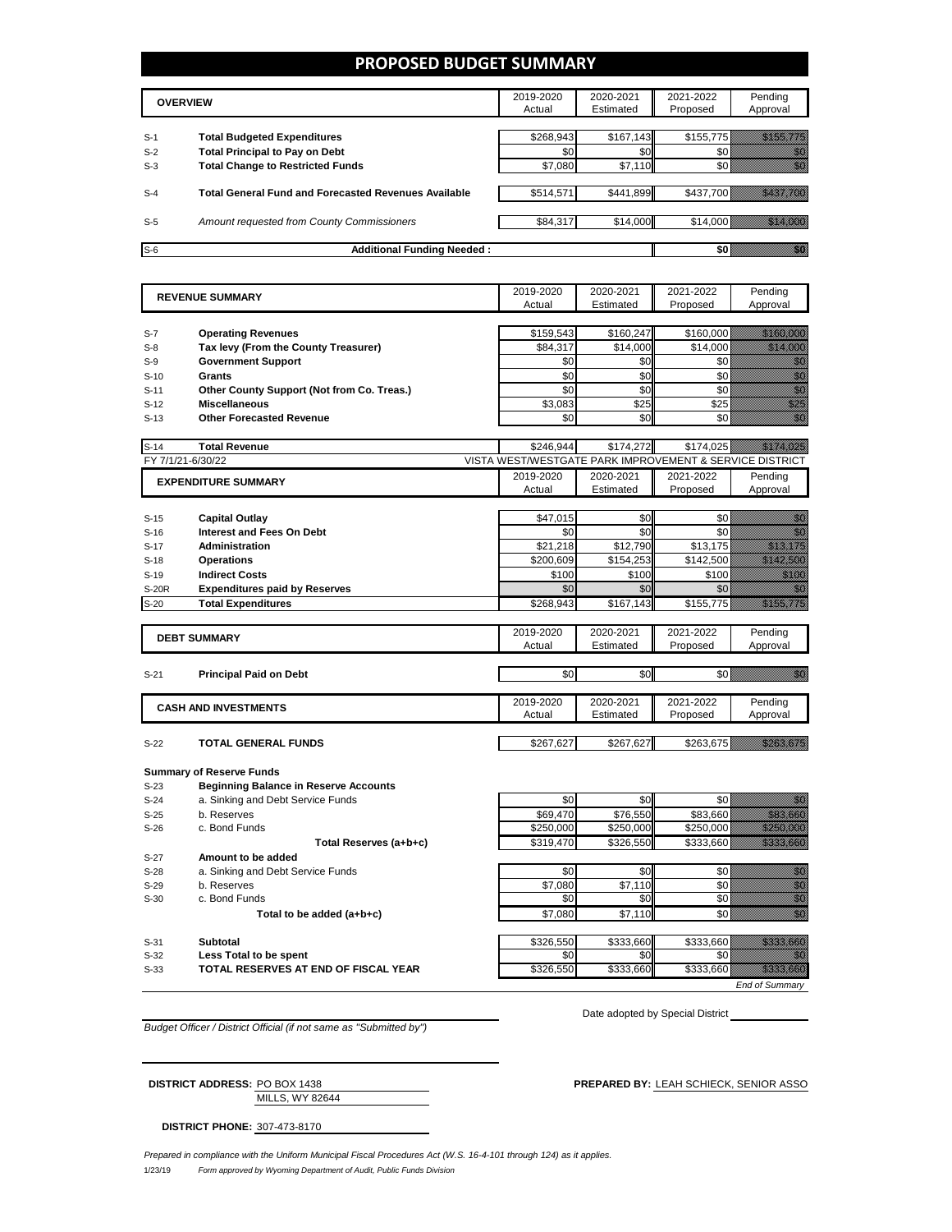# PROPOSED BUDGET SUMMARY

| | OVERVIEW | 2019-2020 Actual | 2020-2021 Estimated | 2021-2022 Proposed | Pending Approval |
|---|---|---|---|---|---|
| S-1 | **Total Budgeted Expenditures** | $268,943 | $167,143 | $155,775 | $155,775 |
| S-2 | **Total Principal to Pay on Debt** | $0 | $0 | $0 | $0 |
| S-3 | **Total Change to Restricted Funds** | $7,080 | $7,110 | $0 | $0 |
| S-4 | **Total General Fund and Forecasted Revenues Available** | $514,571 | $441,899 | $437,700 | $437,700 |
| S-5 | *Amount requested from County Commissioners* | $84,317 | $14,000 | $14,000 | $14,000 |
| S-6 | **Additional Funding Needed :** | | | $0 | $0 |

| | REVENUE SUMMARY | 2019-2020 Actual | 2020-2021 Estimated | 2021-2022 Proposed | Pending Approval |
|---|---|---|---|---|---|
| S-7 | **Operating Revenues** | $159,543 | $160,247 | $160,000 | $160,000 |
| S-8 | **Tax levy (From the County Treasurer)** | $84,317 | $14,000 | $14,000 | $14,000 |
| S-9 | **Government Support** | $0 | $0 | $0 | $0 |
| S-10 | **Grants** | $0 | $0 | $0 | $0 |
| S-11 | **Other County Support (Not from Co. Treas.)** | $0 | $0 | $0 | $0 |
| S-12 | **Miscellaneous** | $3,083 | $25 | $25 | $25 |
| S-13 | **Other Forecasted Revenue** | $0 | $0 | $0 | $0 |
| S-14 | **Total Revenue** | $246,944 | $174,272 | $174,025 | $174,025 |

FY 7/1/21-6/30/22 — VISTA WEST/WESTGATE PARK IMPROVEMENT & SERVICE DISTRICT

| | EXPENDITURE SUMMARY | 2019-2020 Actual | 2020-2021 Estimated | 2021-2022 Proposed | Pending Approval |
|---|---|---|---|---|---|
| S-15 | **Capital Outlay** | $47,015 | $0 | $0 | $0 |
| S-16 | **Interest and Fees On Debt** | $0 | $0 | $0 | $0 |
| S-17 | **Administration** | $21,218 | $12,790 | $13,175 | $13,175 |
| S-18 | **Operations** | $200,609 | $154,253 | $142,500 | $142,500 |
| S-19 | **Indirect Costs** | $100 | $100 | $100 | $100 |
| S-20R | **Expenditures paid by Reserves** | $0 | $0 | $0 | $0 |
| S-20 | **Total Expenditures** | $268,943 | $167,143 | $155,775 | $155,775 |

| | DEBT SUMMARY | 2019-2020 Actual | 2020-2021 Estimated | 2021-2022 Proposed | Pending Approval |
|---|---|---|---|---|---|
| S-21 | **Principal Paid on Debt** | $0 | $0 | $0 | $0 |

| | CASH AND INVESTMENTS | 2019-2020 Actual | 2020-2021 Estimated | 2021-2022 Proposed | Pending Approval |
|---|---|---|---|---|---|
| S-22 | **TOTAL GENERAL FUNDS** | $267,627 | $267,627 | $263,675 | $263,675 |
| | **Summary of Reserve Funds** | | | | |
| S-23 | **Beginning Balance in Reserve Accounts** | | | | |
| S-24 | a. Sinking and Debt Service Funds | $0 | $0 | $0 | $0 |
| S-25 | b. Reserves | $69,470 | $76,550 | $83,660 | $83,660 |
| S-26 | c. Bond Funds | $250,000 | $250,000 | $250,000 | $250,000 |
| | **Total Reserves (a+b+c)** | $319,470 | $326,550 | $333,660 | $333,660 |
| S-27 | **Amount to be added** | | | | |
| S-28 | a. Sinking and Debt Service Funds | $0 | $0 | $0 | $0 |
| S-29 | b. Reserves | $7,080 | $7,110 | $0 | $0 |
| S-30 | c. Bond Funds | $0 | $0 | $0 | $0 |
| | **Total to be added (a+b+c)** | $7,080 | $7,110 | $0 | $0 |
| S-31 | **Subtotal** | $326,550 | $333,660 | $333,660 | $333,660 |
| S-32 | **Less Total to be spent** | $0 | $0 | $0 | $0 |
| S-33 | **TOTAL RESERVES AT END OF FISCAL YEAR** | $326,550 | $333,660 | $333,660 | $333,660 |

*End of Summary*

Date adopted by Special District ____________

*Budget Officer / District Official (if not same as "Submitted by")*

**DISTRICT ADDRESS:** PO BOX 1438
MILLS, WY 82644

**PREPARED BY:** LEAH SCHIECK, SENIOR ASSO

**DISTRICT PHONE:** 307-473-8170

*Prepared in compliance with the Uniform Municipal Fiscal Procedures Act (W.S. 16-4-101 through 124) as it applies.*

1/23/19 *Form approved by Wyoming Department of Audit, Public Funds Division*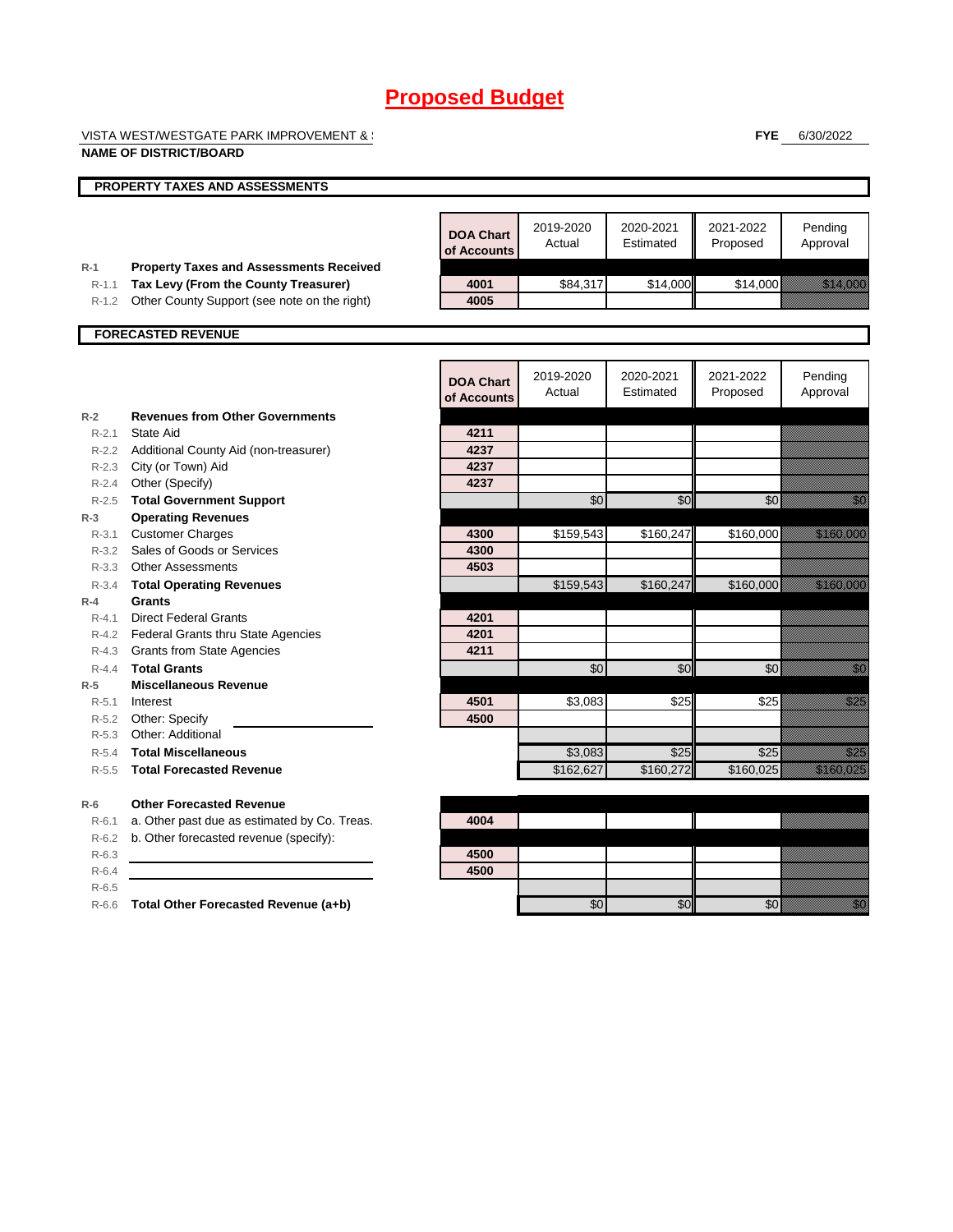# Proposed Budget

VISTA WEST/WESTGATE PARK IMPROVEMENT & ! **FYE** 6/30/2022

**NAME OF DISTRICT/BOARD**

**PROPERTY TAXES AND ASSESSMENTS**

| | | DOA Chart of Accounts | 2019-2020 Actual | 2020-2021 Estimated | 2021-2022 Proposed | Pending Approval |
|---|---|---|---|---|---|---|
| R-1 | **Property Taxes and Assessments Received** | | | | | |
| R-1.1 | **Tax Levy (From the County Treasurer)** | 4001 | $84,317 | $14,000 | $14,000 | $14,000 |
| R-1.2 | Other County Support (see note on the right) | 4005 | | | | |

**FORECASTED REVENUE**

| | | DOA Chart of Accounts | 2019-2020 Actual | 2020-2021 Estimated | 2021-2022 Proposed | Pending Approval |
|---|---|---|---|---|---|---|
| R-2 | **Revenues from Other Governments** | | | | | |
| R-2.1 | State Aid | 4211 | | | | |
| R-2.2 | Additional County Aid (non-treasurer) | 4237 | | | | |
| R-2.3 | City (or Town) Aid | 4237 | | | | |
| R-2.4 | Other (Specify) | 4237 | | | | |
| R-2.5 | **Total Government Support** | | $0 | $0 | $0 | $0 |
| R-3 | **Operating Revenues** | | | | | |
| R-3.1 | Customer Charges | 4300 | $159,543 | $160,247 | $160,000 | $160,000 |
| R-3.2 | Sales of Goods or Services | 4300 | | | | |
| R-3.3 | Other Assessments | 4503 | | | | |
| R-3.4 | **Total Operating Revenues** | | $159,543 | $160,247 | $160,000 | $160,000 |
| R-4 | **Grants** | | | | | |
| R-4.1 | Direct Federal Grants | 4201 | | | | |
| R-4.2 | Federal Grants thru State Agencies | 4201 | | | | |
| R-4.3 | Grants from State Agencies | 4211 | | | | |
| R-4.4 | **Total Grants** | | $0 | $0 | $0 | $0 |
| R-5 | **Miscellaneous Revenue** | | | | | |
| R-5.1 | Interest | 4501 | $3,083 | $25 | $25 | $25 |
| R-5.2 | Other: Specify | 4500 | | | | |
| R-5.3 | Other: Additional | | | | | |
| R-5.4 | **Total Miscellaneous** | | $3,083 | $25 | $25 | $25 |
| R-5.5 | **Total Forecasted Revenue** | | $162,627 | $160,272 | $160,025 | $160,025 |
| R-6 | **Other Forecasted Revenue** | | | | | |
| R-6.1 | a. Other past due as estimated by Co. Treas. | 4004 | | | | |
| R-6.2 | b. Other forecasted revenue (specify): | | | | | |
| R-6.3 | | 4500 | | | | |
| R-6.4 | | 4500 | | | | |
| R-6.5 | | | | | | |
| R-6.6 | **Total Other Forecasted Revenue (a+b)** | | $0 | $0 | $0 | $0 |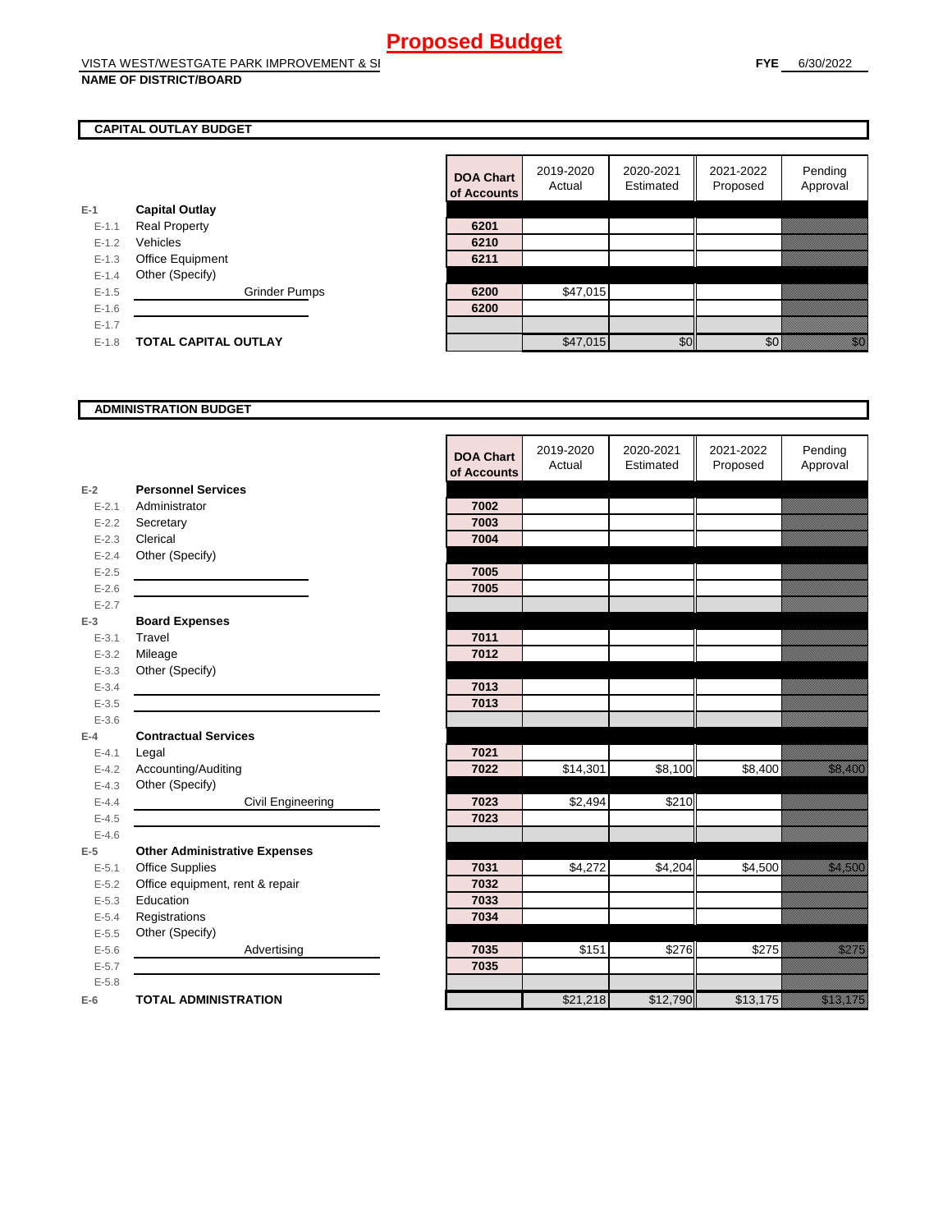# Proposed Budget

VISTA WEST/WESTGATE PARK IMPROVEMENT & SI

**NAME OF DISTRICT/BOARD**

**FYE** 6/30/2022

## CAPITAL OUTLAY BUDGET

| | | DOA Chart of Accounts | 2019-2020 Actual | 2020-2021 Estimated | 2021-2022 Proposed | Pending Approval |
|---|---|---|---|---|---|---|
| E-1 | **Capital Outlay** | | | | | |
| E-1.1 | Real Property | 6201 | | | | |
| E-1.2 | Vehicles | 6210 | | | | |
| E-1.3 | Office Equipment | 6211 | | | | |
| E-1.4 | Other (Specify) | | | | | |
| E-1.5 | Grinder Pumps | 6200 | $47,015 | | | |
| E-1.6 | | 6200 | | | | |
| E-1.7 | | | | | | |
| E-1.8 | **TOTAL CAPITAL OUTLAY** | | $47,015 | $0 | $0 | $0 |

## ADMINISTRATION BUDGET

| | | DOA Chart of Accounts | 2019-2020 Actual | 2020-2021 Estimated | 2021-2022 Proposed | Pending Approval |
|---|---|---|---|---|---|---|
| E-2 | **Personnel Services** | | | | | |
| E-2.1 | Administrator | 7002 | | | | |
| E-2.2 | Secretary | 7003 | | | | |
| E-2.3 | Clerical | 7004 | | | | |
| E-2.4 | Other (Specify) | | | | | |
| E-2.5 | | 7005 | | | | |
| E-2.6 | | 7005 | | | | |
| E-2.7 | | | | | | |
| E-3 | **Board Expenses** | | | | | |
| E-3.1 | Travel | 7011 | | | | |
| E-3.2 | Mileage | 7012 | | | | |
| E-3.3 | Other (Specify) | | | | | |
| E-3.4 | | 7013 | | | | |
| E-3.5 | | 7013 | | | | |
| E-3.6 | | | | | | |
| E-4 | **Contractual Services** | | | | | |
| E-4.1 | Legal | 7021 | | | | |
| E-4.2 | Accounting/Auditing | 7022 | $14,301 | $8,100 | $8,400 | $8,400 |
| E-4.3 | Other (Specify) | | | | | |
| E-4.4 | Civil Engineering | 7023 | $2,494 | $210 | | |
| E-4.5 | | 7023 | | | | |
| E-4.6 | | | | | | |
| E-5 | **Other Administrative Expenses** | | | | | |
| E-5.1 | Office Supplies | 7031 | $4,272 | $4,204 | $4,500 | $4,500 |
| E-5.2 | Office equipment, rent & repair | 7032 | | | | |
| E-5.3 | Education | 7033 | | | | |
| E-5.4 | Registrations | 7034 | | | | |
| E-5.5 | Other (Specify) | | | | | |
| E-5.6 | Advertising | 7035 | $151 | $276 | $275 | $275 |
| E-5.7 | | 7035 | | | | |
| E-5.8 | | | | | | |
| E-6 | **TOTAL ADMINISTRATION** | | $21,218 | $12,790 | $13,175 | $13,175 |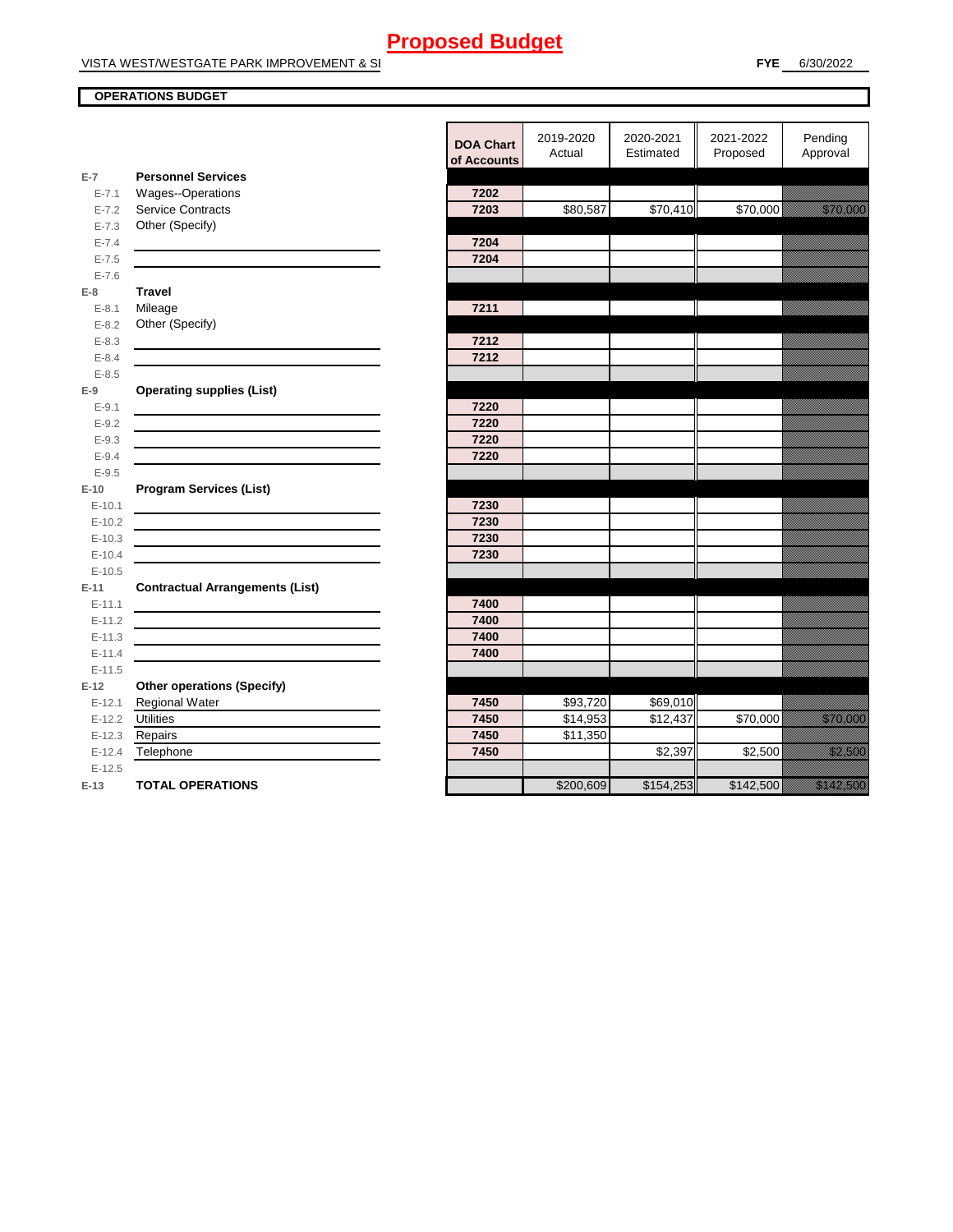# Proposed Budget

VISTA WEST/WESTGATE PARK IMPROVEMENT & SI

**FYE** 6/30/2022

**OPERATIONS BUDGET**

| | | DOA Chart of Accounts | 2019-2020 Actual | 2020-2021 Estimated | 2021-2022 Proposed | Pending Approval |
|---|---|---|---|---|---|---|
| **E-7** | **Personnel Services** | | | | | |
| E-7.1 | Wages--Operations | 7202 | | | | |
| E-7.2 | Service Contracts | 7203 | $80,587 | $70,410 | $70,000 | $70,000 |
| E-7.3 | Other (Specify) | | | | | |
| E-7.4 | | 7204 | | | | |
| E-7.5 | | 7204 | | | | |
| E-7.6 | | | | | | |
| **E-8** | **Travel** | | | | | |
| E-8.1 | Mileage | 7211 | | | | |
| E-8.2 | Other (Specify) | | | | | |
| E-8.3 | | 7212 | | | | |
| E-8.4 | | 7212 | | | | |
| E-8.5 | | | | | | |
| **E-9** | **Operating supplies (List)** | | | | | |
| E-9.1 | | 7220 | | | | |
| E-9.2 | | 7220 | | | | |
| E-9.3 | | 7220 | | | | |
| E-9.4 | | 7220 | | | | |
| E-9.5 | | | | | | |
| **E-10** | **Program Services (List)** | | | | | |
| E-10.1 | | 7230 | | | | |
| E-10.2 | | 7230 | | | | |
| E-10.3 | | 7230 | | | | |
| E-10.4 | | 7230 | | | | |
| E-10.5 | | | | | | |
| **E-11** | **Contractual Arrangements (List)** | | | | | |
| E-11.1 | | 7400 | | | | |
| E-11.2 | | 7400 | | | | |
| E-11.3 | | 7400 | | | | |
| E-11.4 | | 7400 | | | | |
| E-11.5 | | | | | | |
| **E-12** | **Other operations (Specify)** | | | | | |
| E-12.1 | Regional Water | 7450 | $93,720 | $69,010 | | |
| E-12.2 | Utilities | 7450 | $14,953 | $12,437 | $70,000 | $70,000 |
| E-12.3 | Repairs | 7450 | $11,350 | | | |
| E-12.4 | Telephone | 7450 | | $2,397 | $2,500 | $2,500 |
| E-12.5 | | | | | | |
| **E-13** | **TOTAL OPERATIONS** | | $200,609 | $154,253 | $142,500 | $142,500 |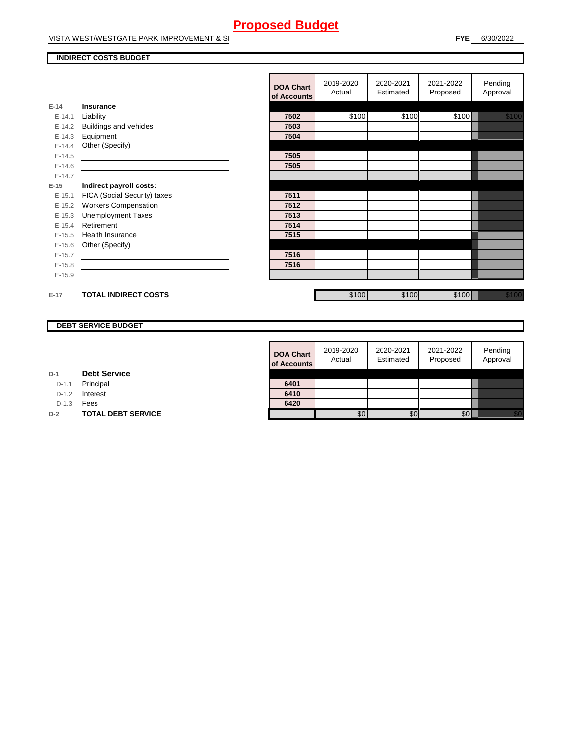# Proposed Budget

VISTA WEST/WESTGATE PARK IMPROVEMENT & SI

**FYE** 6/30/2022

**INDIRECT COSTS BUDGET**

| | | DOA Chart of Accounts | 2019-2020 Actual | 2020-2021 Estimated | 2021-2022 Proposed | Pending Approval |
|---|---|---|---|---|---|---|
| **E-14** | **Insurance** | | | | | |
| E-14.1 | Liability | **7502** | $100 | $100 | $100 | $100 |
| E-14.2 | Buildings and vehicles | **7503** | | | | |
| E-14.3 | Equipment | **7504** | | | | |
| E-14.4 | Other (Specify) | | | | | |
| E-14.5 | | **7505** | | | | |
| E-14.6 | | **7505** | | | | |
| E-14.7 | | | | | | |
| **E-15** | **Indirect payroll costs:** | | | | | |
| E-15.1 | FICA (Social Security) taxes | **7511** | | | | |
| E-15.2 | Workers Compensation | **7512** | | | | |
| E-15.3 | Unemployment Taxes | **7513** | | | | |
| E-15.4 | Retirement | **7514** | | | | |
| E-15.5 | Health Insurance | **7515** | | | | |
| E-15.6 | Other (Specify) | | | | | |
| E-15.7 | | **7516** | | | | |
| E-15.8 | | **7516** | | | | |
| E-15.9 | | | | | | |
| **E-17** | **TOTAL INDIRECT COSTS** | | $100 | $100 | $100 | $100 |

**DEBT SERVICE BUDGET**

| | | DOA Chart of Accounts | 2019-2020 Actual | 2020-2021 Estimated | 2021-2022 Proposed | Pending Approval |
|---|---|---|---|---|---|---|
| **D-1** | **Debt Service** | | | | | |
| D-1.1 | Principal | **6401** | | | | |
| D-1.2 | Interest | **6410** | | | | |
| D-1.3 | Fees | **6420** | | | | |
| **D-2** | **TOTAL DEBT SERVICE** | | $0 | $0 | $0 | $0 |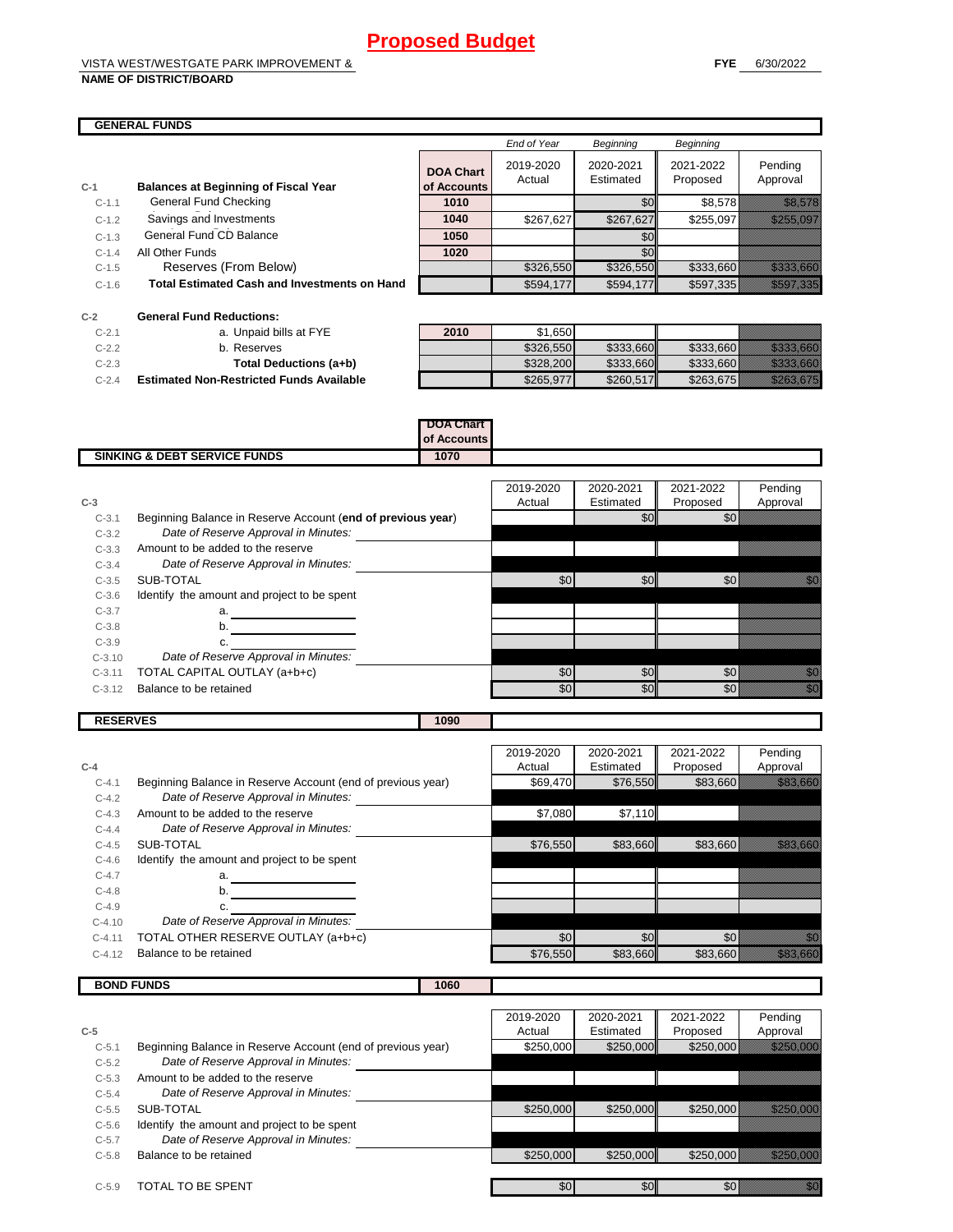# Proposed Budget

VISTA WEST/WESTGATE PARK IMPROVEMENT &

**NAME OF DISTRICT/BOARD**

**FYE** 6/30/2022

## GENERAL FUNDS

| | | DOA Chart of Accounts | End of Year 2019-2020 Actual | Beginning 2020-2021 Estimated | Beginning 2021-2022 Proposed | Pending Approval |
|---|---|---|---|---|---|---|
| **C-1** | **Balances at Beginning of Fiscal Year** | | | | | |
| C-1.1 | General Fund Checking | 1010 | | $0 | $8,578 | $8,578 |
| C-1.2 | Savings and Investments | 1040 | $267,627 | $267,627 | $255,097 | $255,097 |
| C-1.3 | General Fund CD Balance | 1050 | | $0 | | |
| C-1.4 | All Other Funds | 1020 | | $0 | | |
| C-1.5 | Reserves (From Below) | | $326,550 | $326,550 | $333,660 | $333,660 |
| C-1.6 | **Total Estimated Cash and Investments on Hand** | | $594,177 | $594,177 | $597,335 | $597,335 |
| **C-2** | **General Fund Reductions:** | | | | | |
| C-2.1 | a. Unpaid bills at FYE | 2010 | $1,650 | | | |
| C-2.2 | b. Reserves | | $326,550 | $333,660 | $333,660 | $333,660 |
| C-2.3 | **Total Deductions (a+b)** | | $328,200 | $333,660 | $333,660 | $333,660 |
| C-2.4 | **Estimated Non-Restricted Funds Available** | | $265,977 | $260,517 | $263,675 | $263,675 |

## SINKING & DEBT SERVICE FUNDS — DOA Chart of Accounts 1070

| **C-3** | | 2019-2020 Actual | 2020-2021 Estimated | 2021-2022 Proposed | Pending Approval |
|---|---|---|---|---|---|
| C-3.1 | Beginning Balance in Reserve Account (**end of previous year**) | | $0 | $0 | |
| C-3.2 | *Date of Reserve Approval in Minutes:* | | | | |
| C-3.3 | Amount to be added to the reserve | | | | |
| C-3.4 | *Date of Reserve Approval in Minutes:* | | | | |
| C-3.5 | SUB-TOTAL | $0 | $0 | $0 | $0 |
| C-3.6 | Identify the amount and project to be spent | | | | |
| C-3.7 | a. | | | | |
| C-3.8 | b. | | | | |
| C-3.9 | c. | | | | |
| C-3.10 | *Date of Reserve Approval in Minutes:* | | | | |
| C-3.11 | TOTAL CAPITAL OUTLAY (a+b+c) | $0 | $0 | $0 | $0 |
| C-3.12 | Balance to be retained | $0 | $0 | $0 | $0 |

## RESERVES — 1090

| **C-4** | | 2019-2020 Actual | 2020-2021 Estimated | 2021-2022 Proposed | Pending Approval |
|---|---|---|---|---|---|
| C-4.1 | Beginning Balance in Reserve Account (end of previous year) | $69,470 | $76,550 | $83,660 | $83,660 |
| C-4.2 | *Date of Reserve Approval in Minutes:* | | | | |
| C-4.3 | Amount to be added to the reserve | $7,080 | $7,110 | | |
| C-4.4 | *Date of Reserve Approval in Minutes:* | | | | |
| C-4.5 | SUB-TOTAL | $76,550 | $83,660 | $83,660 | $83,660 |
| C-4.6 | Identify the amount and project to be spent | | | | |
| C-4.7 | a. | | | | |
| C-4.8 | b. | | | | |
| C-4.9 | c. | | | | |
| C-4.10 | *Date of Reserve Approval in Minutes:* | | | | |
| C-4.11 | TOTAL OTHER RESERVE OUTLAY (a+b+c) | $0 | $0 | $0 | $0 |
| C-4.12 | Balance to be retained | $76,550 | $83,660 | $83,660 | $83,660 |

## BOND FUNDS — 1060

| **C-5** | | 2019-2020 Actual | 2020-2021 Estimated | 2021-2022 Proposed | Pending Approval |
|---|---|---|---|---|---|
| C-5.1 | Beginning Balance in Reserve Account (end of previous year) | $250,000 | $250,000 | $250,000 | $250,000 |
| C-5.2 | *Date of Reserve Approval in Minutes:* | | | | |
| C-5.3 | Amount to be added to the reserve | | | | |
| C-5.4 | *Date of Reserve Approval in Minutes:* | | | | |
| C-5.5 | SUB-TOTAL | $250,000 | $250,000 | $250,000 | $250,000 |
| C-5.6 | Identify the amount and project to be spent | | | | |
| C-5.7 | *Date of Reserve Approval in Minutes:* | | | | |
| C-5.8 | Balance to be retained | $250,000 | $250,000 | $250,000 | $250,000 |
| C-5.9 | TOTAL TO BE SPENT | $0 | $0 | $0 | $0 |